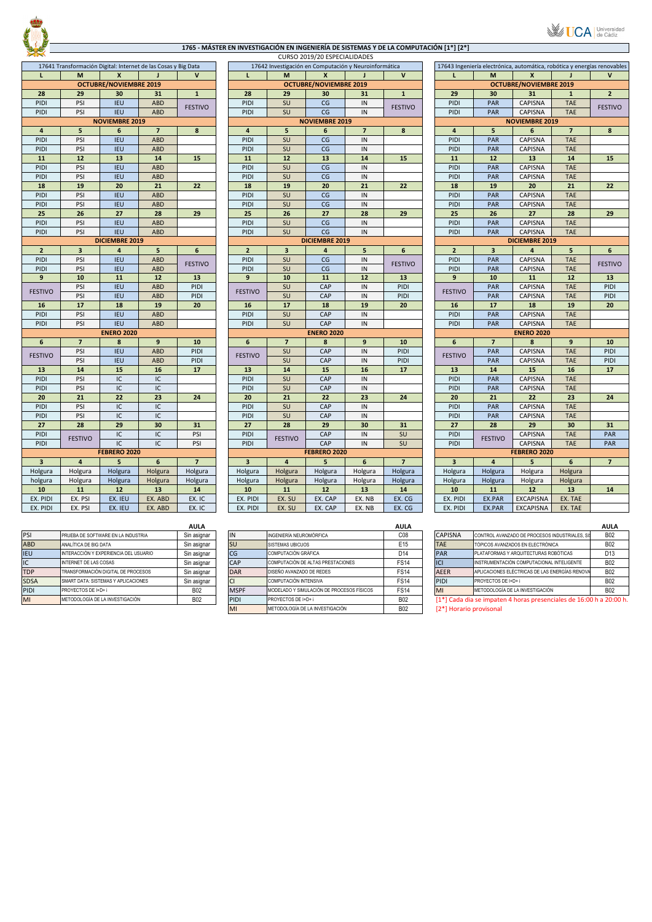# 1765 - MÁSTER EN INVESTIGACIÓN EN INGENIERÍA DE SISTEMAS Y DE LA COMPUTACIÓN [1*] [2*]

CURSO 2019/20 ESPECIALIDADES

## 17641 Transformación Digital: Internet de las Cosas y Big Data

| L | M | X | J | V |
|---|---|---|---|---|
| **OCTUBRE/NOVIEMBRE 2019** | | | | |
| 28 | 29 | 30 | 31 | 1 |
| PIDI | PSI | IEU | ABD | FESTIVO |
| PIDI | PSI | IEU | ABD | |
| **NOVIEMBRE 2019** | | | | |
| 4 | 5 | 6 | 7 | 8 |
| PIDI | PSI | IEU | ABD | |
| PIDI | PSI | IEU | ABD | |
| 11 | 12 | 13 | 14 | 15 |
| PIDI | PSI | IEU | ABD | |
| PIDI | PSI | IEU | ABD | |
| 18 | 19 | 20 | 21 | 22 |
| PIDI | PSI | IEU | ABD | |
| PIDI | PSI | IEU | ABD | |
| 25 | 26 | 27 | 28 | 29 |
| PIDI | PSI | IEU | ABD | |
| PIDI | PSI | IEU | ABD | |
| **DICIEMBRE 2019** | | | | |
| 2 | 3 | 4 | 5 | 6 |
| PIDI | PSI | IEU | ABD | FESTIVO |
| PIDI | PSI | IEU | ABD | |
| 9 | 10 | 11 | 12 | 13 |
| FESTIVO | PSI | IEU | ABD | PIDI |
| | PSI | IEU | ABD | PIDI |
| 16 | 17 | 18 | 19 | 20 |
| PIDI | PSI | IEU | ABD | |
| PIDI | PSI | IEU | ABD | |
| **ENERO 2020** | | | | |
| 6 | 7 | 8 | 9 | 10 |
| FESTIVO | PSI | IEU | ABD | PIDI |
| | PSI | IEU | ABD | PIDI |
| 13 | 14 | 15 | 16 | 17 |
| PIDI | PSI | IC | IC | |
| PIDI | PSI | IC | IC | |
| 20 | 21 | 22 | 23 | 24 |
| PIDI | PSI | IC | IC | |
| PIDI | PSI | IC | IC | |
| 27 | 28 | 29 | 30 | 31 |
| PIDI | FESTIVO | IC | IC | PSI |
| PIDI | | IC | IC | PSI |
| **FEBRERO 2020** | | | | |
| 3 | 4 | 5 | 6 | 7 |
| Holgura | Holgura | Holgura | Holgura | Holgura |
| holgura | Holgura | Holgura | Holgura | Holgura |
| 10 | 11 | 12 | 13 | 14 |
| EX. PIDI | EX. PSI | EX. IEU | EX. ABD | EX. IC |
| EX. PIDI | EX. PSI | EX. IEU | EX. ABD | EX. IC |

| | | AULA |
|---|---|---|
| PSI | PRUEBA DE SOFTWARE EN LA INDUSTRIA | Sin asignar |
| ABD | ANALÍTICA DE BIG DATA | Sin asignar |
| IEU | INTERACCIÓN Y EXPERIENCIA DEL USUARIO | Sin asignar |
| IC | INTERNET DE LAS COSAS | Sin asignar |
| TDP | TRANSFORMACIÓN DIGITAL DE PROCESOS | Sin asignar |
| SDSA | SMART DATA: SISTEMAS Y APLICACIONES | Sin asignar |
| PIDI | PROYECTOS DE I+D+i | B02 |
| MI | METODOLOGÍA DE LA INVESTIGACIÓN | B02 |

## 17642 Investigación en Computación y Neuroinformática

| L | M | X | J | V |
|---|---|---|---|---|
| **OCTUBRE/NOVIEMBRE 2019** | | | | |
| 28 | 29 | 30 | 31 | 1 |
| PIDI | SU | CG | IN | FESTIVO |
| PIDI | SU | CG | IN | |
| **NOVIEMBRE 2019** | | | | |
| 4 | 5 | 6 | 7 | 8 |
| PIDI | SU | CG | IN | |
| PIDI | SU | CG | IN | |
| 11 | 12 | 13 | 14 | 15 |
| PIDI | SU | CG | IN | |
| PIDI | SU | CG | IN | |
| 18 | 19 | 20 | 21 | 22 |
| PIDI | SU | CG | IN | |
| PIDI | SU | CG | IN | |
| 25 | 26 | 27 | 28 | 29 |
| PIDI | SU | CG | IN | |
| PIDI | SU | CG | IN | |
| **DICIEMBRE 2019** | | | | |
| 2 | 3 | 4 | 5 | 6 |
| PIDI | SU | CG | IN | FESTIVO |
| PIDI | SU | CG | IN | |
| 9 | 10 | 11 | 12 | 13 |
| FESTIVO | SU | CAP | IN | PIDI |
| | SU | CAP | IN | PIDI |
| 16 | 17 | 18 | 19 | 20 |
| PIDI | SU | CAP | IN | |
| PIDI | SU | CAP | IN | |
| **ENERO 2020** | | | | |
| 6 | 7 | 8 | 9 | 10 |
| FESTIVO | SU | CAP | IN | PIDI |
| | SU | CAP | IN | PIDI |
| 13 | 14 | 15 | 16 | 17 |
| PIDI | SU | CAP | IN | |
| PIDI | SU | CAP | IN | |
| 20 | 21 | 22 | 23 | 24 |
| PIDI | SU | CAP | IN | |
| PIDI | SU | CAP | IN | |
| 27 | 28 | 29 | 30 | 31 |
| PIDI | FESTIVO | CAP | IN | SU |
| PIDI | | CAP | IN | SU |
| **FEBRERO 2020** | | | | |
| 3 | 4 | 5 | 6 | 7 |
| Holgura | Holgura | Holgura | Holgura | Holgura |
| Holgura | Holgura | Holgura | Holgura | Holgura |
| 10 | 11 | 12 | 13 | 14 |
| EX. PIDI | EX. SU | EX. CAP | EX. NB | EX. CG |
| EX. PIDI | EX. SU | EX. CAP | EX. NB | EX. CG |

| | | AULA |
|---|---|---|
| IN | INGENIERÍA NEUROMÓRFICA | C08 |
| SU | SISTEMAS UBICUOS | E15 |
| CG | COMPUTACIÓN GRÁFICA | D14 |
| CAP | COMPUTACIÓN DE ALTAS PRESTACIONES | FS14 |
| DAR | DISEÑO AVANZADO DE REDES | FS14 |
| CI | COMPUTACIÓN INTENSIVA | FS14 |
| MSPF | MODELADO Y SIMULACIÓN DE PROCESOS FÍSICOS | FS14 |
| PIDI | PROYECTOS DE I+D+i | B02 |
| MI | METODOLOGÍA DE LA INVESTIGACIÓN | B02 |

## 17643 Ingeniería electrónica, automática, robótica y energías renovables

| L | M | X | J | V |
|---|---|---|---|---|
| **OCTUBRE/NOVIEMBRE 2019** | | | | |
| 29 | 30 | 31 | 1 | 2 |
| PIDI | PAR | CAPISNA | TAE | FESTIVO |
| PIDI | PAR | CAPISNA | TAE | |
| **NOVIEMBRE 2019** | | | | |
| 4 | 5 | 6 | 7 | 8 |
| PIDI | PAR | CAPISNA | TAE | |
| PIDI | PAR | CAPISNA | TAE | |
| 11 | 12 | 13 | 14 | 15 |
| PIDI | PAR | CAPISNA | TAE | |
| PIDI | PAR | CAPISNA | TAE | |
| 18 | 19 | 20 | 21 | 22 |
| PIDI | PAR | CAPISNA | TAE | |
| PIDI | PAR | CAPISNA | TAE | |
| 25 | 26 | 27 | 28 | 29 |
| PIDI | PAR | CAPISNA | TAE | |
| PIDI | PAR | CAPISNA | TAE | |
| **DICIEMBRE 2019** | | | | |
| 2 | 3 | 4 | 5 | 6 |
| PIDI | PAR | CAPISNA | TAE | FESTIVO |
| PIDI | PAR | CAPISNA | TAE | |
| 9 | 10 | 11 | 12 | 13 |
| FESTIVO | PAR | CAPISNA | TAE | PIDI |
| | PAR | CAPISNA | TAE | PIDI |
| 16 | 17 | 18 | 19 | 20 |
| PIDI | PAR | CAPISNA | TAE | |
| PIDI | PAR | CAPISNA | TAE | |
| **ENERO 2020** | | | | |
| 6 | 7 | 8 | 9 | 10 |
| FESTIVO | PAR | CAPISNA | TAE | PIDI |
| | PAR | CAPISNA | TAE | PIDI |
| 13 | 14 | 15 | 16 | 17 |
| PIDI | PAR | CAPISNA | TAE | |
| PIDI | PAR | CAPISNA | TAE | |
| 20 | 21 | 22 | 23 | 24 |
| PIDI | PAR | CAPISNA | TAE | |
| PIDI | PAR | CAPISNA | TAE | |
| 27 | 28 | 29 | 30 | 31 |
| PIDI | FESTIVO | CAPISNA | TAE | PAR |
| PIDI | | CAPISNA | TAE | PAR |
| **FEBRERO 2020** | | | | |
| 3 | 4 | 5 | 6 | 7 |
| Holgura | Holgura | Holgura | Holgura | |
| Holgura | Holgura | Holgura | Holgura | |
| 10 | 11 | 12 | 13 | 14 |
| EX. PIDI | EX.PAR | EXCAPISNA | EX. TAE | |
| EX. PIDI | EX.PAR | EXCAPISNA | EX. TAE | |

| | | AULA |
|---|---|---|
| CAPISNA | CONTROL AVANZADO DE PROCESOS INDUSTRIALES, SI | B02 |
| TAE | TÓPICOS AVANZADOS EN ELECTRÓNICA | B02 |
| PAR | PLATAFORMAS Y ARQUITECTURAS ROBÓTICAS | D13 |
| ICI | INSTRUMENTACIÓN COMPUTACIONAL INTELIGENTE | B02 |
| AEER | APLICACIONES ELÉCTRICAS DE LAS ENERGÍAS RENOVA | B02 |
| PIDI | PROYECTOS DE I+D+i | B02 |
| MI | METODOLOGÍA DE LA INVESTIGACIÓN | B02 |

[1*] Cada día se impaten 4 horas presenciales de 16:00 h a 20:00 h.

[2*] Horario provisonal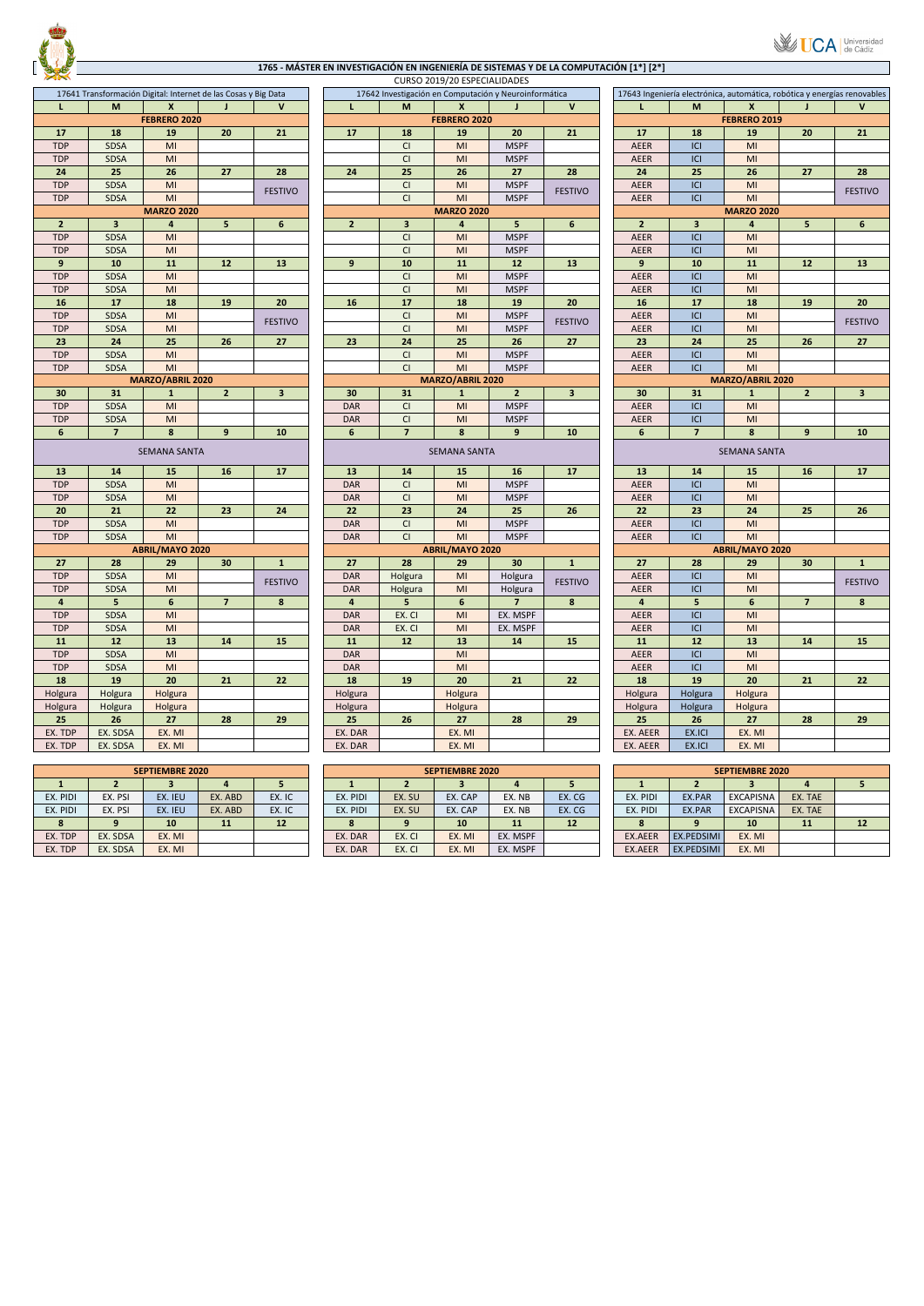# 1765 - MÁSTER EN INVESTIGACIÓN EN INGENIERÍA DE SISTEMAS Y DE LA COMPUTACIÓN [1*] [2*]

CURSO 2019/20 ESPECIALIDADES

## 17641 Transformación Digital: Internet de las Cosas y Big Data

| L | M | X | J | V |
|---|---|---|---|---|
| | | **FEBRERO 2020** | | |
| **17** | **18** | **19** | **20** | **21** |
| TDP | SDSA | MI | | |
| TDP | SDSA | MI | | |
| **24** | **25** | **26** | **27** | **28** |
| TDP | SDSA | MI | | FESTIVO |
| TDP | SDSA | MI | | |
| | | **MARZO 2020** | | |
| **2** | **3** | **4** | **5** | **6** |
| TDP | SDSA | MI | | |
| TDP | SDSA | MI | | |
| **9** | **10** | **11** | **12** | **13** |
| TDP | SDSA | MI | | |
| TDP | SDSA | MI | | |
| **16** | **17** | **18** | **19** | **20** |
| TDP | SDSA | MI | | FESTIVO |
| TDP | SDSA | MI | | |
| **23** | **24** | **25** | **26** | **27** |
| TDP | SDSA | MI | | |
| TDP | SDSA | MI | | |
| | | **MARZO/ABRIL 2020** | | |
| **30** | **31** | **1** | **2** | **3** |
| TDP | SDSA | MI | | |
| TDP | SDSA | MI | | |
| **6** | **7** | **8** | **9** | **10** |
| | | SEMANA SANTA | | |
| **13** | **14** | **15** | **16** | **17** |
| TDP | SDSA | MI | | |
| TDP | SDSA | MI | | |
| **20** | **21** | **22** | **23** | **24** |
| TDP | SDSA | MI | | |
| TDP | SDSA | MI | | |
| | | **ABRIL/MAYO 2020** | | |
| **27** | **28** | **29** | **30** | **1** |
| TDP | SDSA | MI | | FESTIVO |
| TDP | SDSA | MI | | |
| **4** | **5** | **6** | **7** | **8** |
| TDP | SDSA | MI | | |
| TDP | SDSA | MI | | |
| **11** | **12** | **13** | **14** | **15** |
| TDP | SDSA | MI | | |
| TDP | SDSA | MI | | |
| **18** | **19** | **20** | **21** | **22** |
| Holgura | Holgura | Holgura | | |
| Holgura | Holgura | Holgura | | |
| **25** | **26** | **27** | **28** | **29** |
| EX. TDP | EX. SDSA | EX. MI | | |
| EX. TDP | EX. SDSA | EX. MI | | |

## 17642 Investigación en Computación y Neuroinformática

| L | M | X | J | V |
|---|---|---|---|---|
| | | **FEBRERO 2020** | | |
| **17** | **18** | **19** | **20** | **21** |
| | CI | MI | MSPF | |
| | CI | MI | MSPF | |
| **24** | **25** | **26** | **27** | **28** |
| | CI | MI | MSPF | FESTIVO |
| | CI | MI | MSPF | |
| | | **MARZO 2020** | | |
| **2** | **3** | **4** | **5** | **6** |
| | CI | MI | MSPF | |
| | CI | MI | MSPF | |
| **9** | **10** | **11** | **12** | **13** |
| | CI | MI | MSPF | |
| | CI | MI | MSPF | |
| **16** | **17** | **18** | **19** | **20** |
| | CI | MI | MSPF | FESTIVO |
| | CI | MI | MSPF | |
| **23** | **24** | **25** | **26** | **27** |
| | CI | MI | MSPF | |
| | CI | MI | MSPF | |
| | | **MARZO/ABRIL 2020** | | |
| **30** | **31** | **1** | **2** | **3** |
| DAR | CI | MI | MSPF | |
| DAR | CI | MI | MSPF | |
| **6** | **7** | **8** | **9** | **10** |
| | | SEMANA SANTA | | |
| **13** | **14** | **15** | **16** | **17** |
| DAR | CI | MI | MSPF | |
| DAR | CI | MI | MSPF | |
| **22** | **23** | **24** | **25** | **26** |
| DAR | CI | MI | MSPF | |
| DAR | CI | MI | MSPF | |
| | | **ABRIL/MAYO 2020** | | |
| **27** | **28** | **29** | **30** | **1** |
| DAR | Holgura | MI | Holgura | FESTIVO |
| DAR | Holgura | MI | Holgura | |
| **4** | **5** | **6** | **7** | **8** |
| DAR | EX. CI | MI | EX. MSPF | |
| DAR | EX. CI | MI | EX. MSPF | |
| **11** | **12** | **13** | **14** | **15** |
| DAR | | MI | | |
| DAR | | MI | | |
| **18** | **19** | **20** | **21** | **22** |
| Holgura | | Holgura | | |
| Holgura | | Holgura | | |
| **25** | **26** | **27** | **28** | **29** |
| EX. DAR | | EX. MI | | |
| EX. DAR | | EX. MI | | |

## 17643 Ingeniería electrónica, automática, robótica y energías renovables

| L | M | X | J | V |
|---|---|---|---|---|
| | | **FEBRERO 2019** | | |
| **17** | **18** | **19** | **20** | **21** |
| AEER | ICI | MI | | |
| AEER | ICI | MI | | |
| **24** | **25** | **26** | **27** | **28** |
| AEER | ICI | MI | | FESTIVO |
| AEER | ICI | MI | | |
| | | **MARZO 2020** | | |
| **2** | **3** | **4** | **5** | **6** |
| AEER | ICI | MI | | |
| AEER | ICI | MI | | |
| **9** | **10** | **11** | **12** | **13** |
| AEER | ICI | MI | | |
| AEER | ICI | MI | | |
| **16** | **17** | **18** | **19** | **20** |
| AEER | ICI | MI | | FESTIVO |
| AEER | ICI | MI | | |
| **23** | **24** | **25** | **26** | **27** |
| AEER | ICI | MI | | |
| AEER | ICI | MI | | |
| | | **MARZO/ABRIL 2020** | | |
| **30** | **31** | **1** | **2** | **3** |
| AEER | ICI | MI | | |
| AEER | ICI | MI | | |
| **6** | **7** | **8** | **9** | **10** |
| | | SEMANA SANTA | | |
| **13** | **14** | **15** | **16** | **17** |
| AEER | ICI | MI | | |
| AEER | ICI | MI | | |
| **22** | **23** | **24** | **25** | **26** |
| AEER | ICI | MI | | |
| AEER | ICI | MI | | |
| | | **ABRIL/MAYO 2020** | | |
| **27** | **28** | **29** | **30** | **1** |
| AEER | ICI | MI | | FESTIVO |
| AEER | ICI | MI | | |
| **4** | **5** | **6** | **7** | **8** |
| AEER | ICI | MI | | |
| AEER | ICI | MI | | |
| **11** | **12** | **13** | **14** | **15** |
| AEER | ICI | MI | | |
| AEER | ICI | MI | | |
| **18** | **19** | **20** | **21** | **22** |
| Holgura | Holgura | Holgura | | |
| Holgura | Holgura | Holgura | | |
| **25** | **26** | **27** | **28** | **29** |
| EX. AEER | EX.ICI | EX. MI | | |
| EX. AEER | EX.ICI | EX. MI | | |

## SEPTIEMBRE 2020 (17641)

| 1 | 2 | 3 | 4 | 5 |
|---|---|---|---|---|
| EX. PIDI | EX. PSI | EX. IEU | EX. ABD | EX. IC |
| EX. PIDI | EX. PSI | EX. IEU | EX. ABD | EX. IC |
| **8** | **9** | **10** | **11** | **12** |
| EX. TDP | EX. SDSA | EX. MI | | |
| EX. TDP | EX. SDSA | EX. MI | | |

## SEPTIEMBRE 2020 (17642)

| 1 | 2 | 3 | 4 | 5 |
|---|---|---|---|---|
| EX. PIDI | EX. SU | EX. CAP | EX. NB | EX. CG |
| EX. PIDI | EX. SU | EX. CAP | EX. NB | EX. CG |
| **8** | **9** | **10** | **11** | **12** |
| EX. DAR | EX. CI | EX. MI | EX. MSPF | |
| EX. DAR | EX. CI | EX. MI | EX. MSPF | |

## SEPTIEMBRE 2020 (17643)

| 1 | 2 | 3 | 4 | 5 |
|---|---|---|---|---|
| EX. PIDI | EX.PAR | EXCAPISNA | EX. TAE | |
| EX. PIDI | EX.PAR | EXCAPISNA | EX. TAE | |
| **8** | **9** | **10** | **11** | **12** |
| EX.AEER | EX.PEDSIMI | EX. MI | | |
| EX.AEER | EX.PEDSIMI | EX. MI | | |